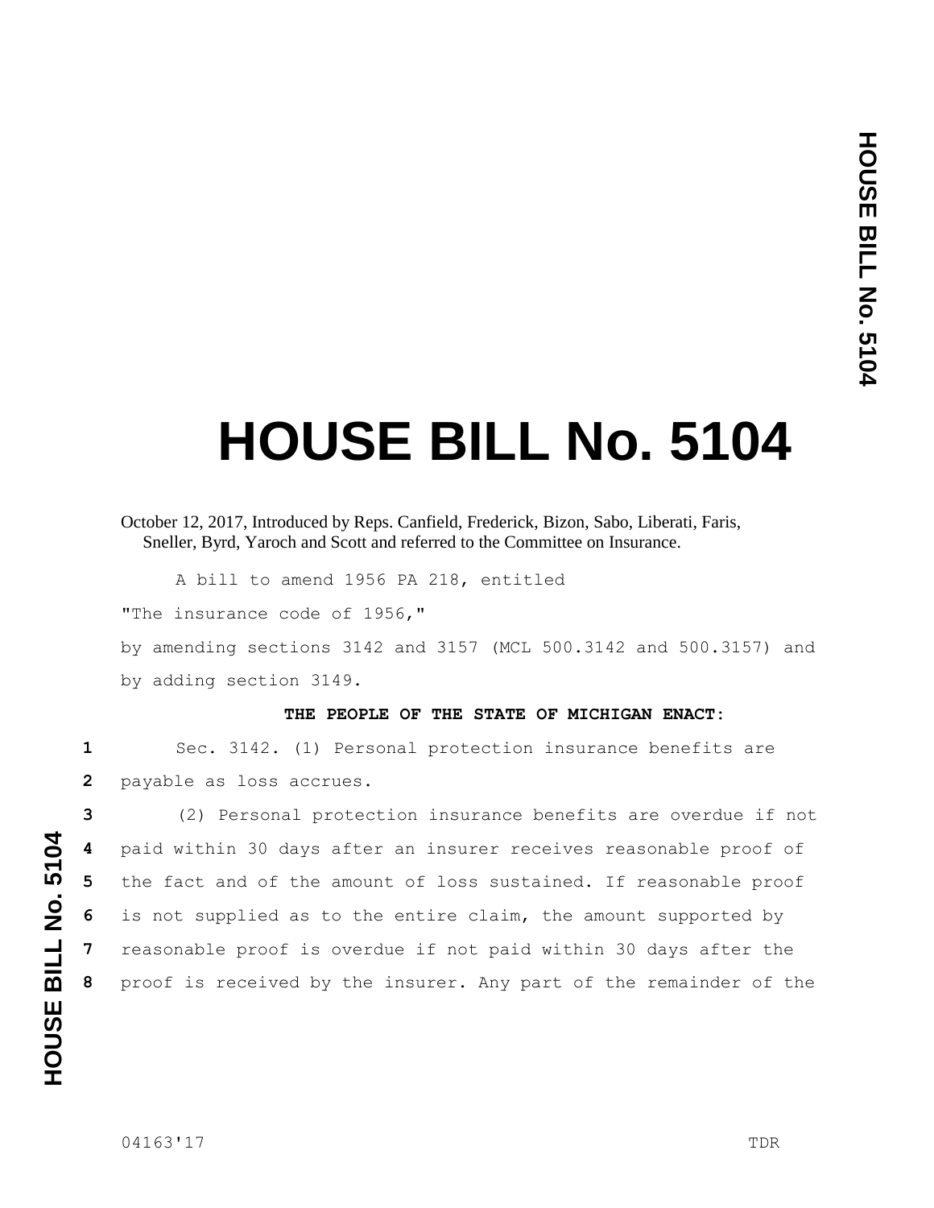# HOUSE BILL No. 5104

October 12, 2017, Introduced by Reps. Canfield, Frederick, Bizon, Sabo, Liberati, Faris, Sneller, Byrd, Yaroch and Scott and referred to the Committee on Insurance.

A bill to amend 1956 PA 218, entitled

"The insurance code of 1956,"

by amending sections 3142 and 3157 (MCL 500.3142 and 500.3157) and by adding section 3149.

**THE PEOPLE OF THE STATE OF MICHIGAN ENACT:**

Sec. 3142. (1) Personal protection insurance benefits are payable as loss accrues.

(2) Personal protection insurance benefits are overdue if not paid within 30 days after an insurer receives reasonable proof of the fact and of the amount of loss sustained. If reasonable proof is not supplied as to the entire claim, the amount supported by reasonable proof is overdue if not paid within 30 days after the proof is received by the insurer. Any part of the remainder of the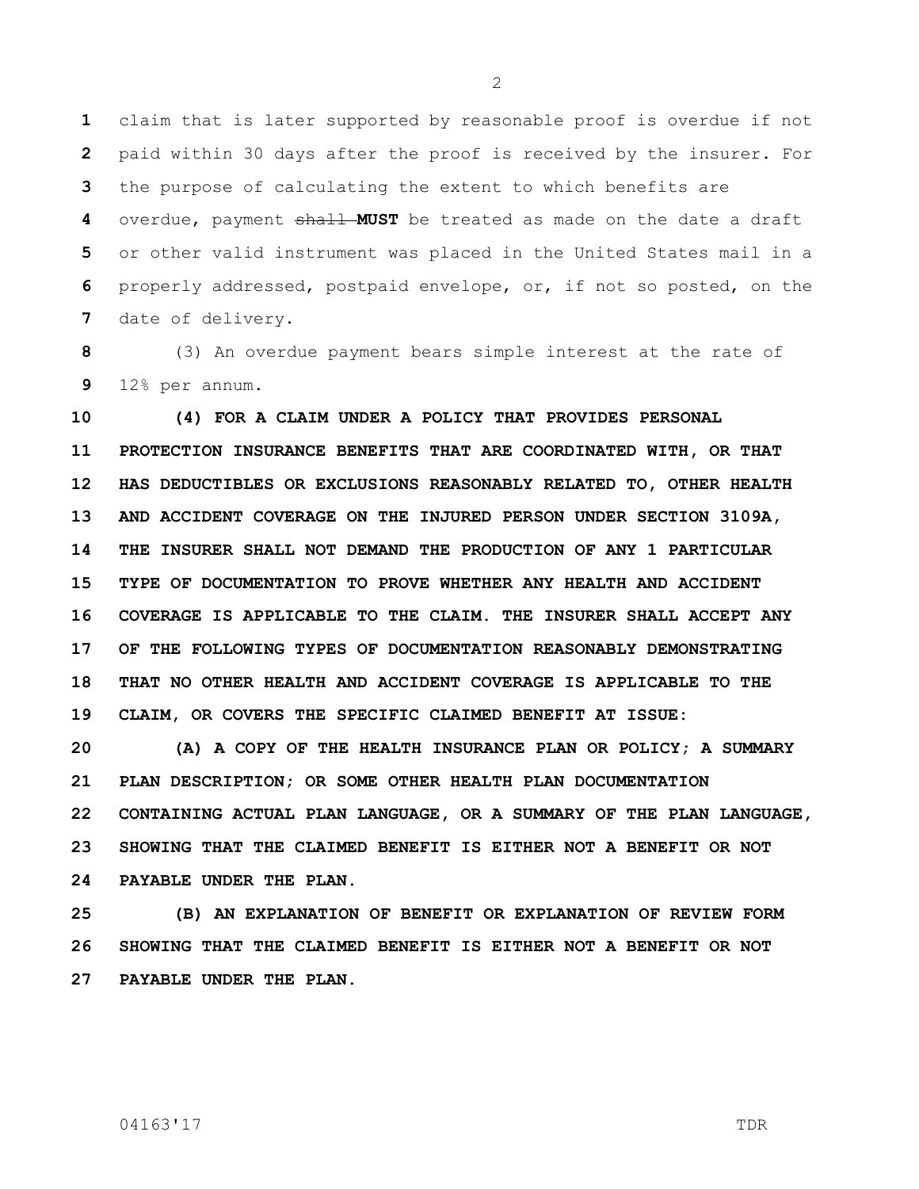claim that is later supported by reasonable proof is overdue if not paid within 30 days after the proof is received by the insurer. For the purpose of calculating the extent to which benefits are overdue, payment ~~shall~~ **MUST** be treated as made on the date a draft or other valid instrument was placed in the United States mail in a properly addressed, postpaid envelope, or, if not so posted, on the date of delivery.

(3) An overdue payment bears simple interest at the rate of 12% per annum.

**(4) FOR A CLAIM UNDER A POLICY THAT PROVIDES PERSONAL PROTECTION INSURANCE BENEFITS THAT ARE COORDINATED WITH, OR THAT HAS DEDUCTIBLES OR EXCLUSIONS REASONABLY RELATED TO, OTHER HEALTH AND ACCIDENT COVERAGE ON THE INJURED PERSON UNDER SECTION 3109A, THE INSURER SHALL NOT DEMAND THE PRODUCTION OF ANY 1 PARTICULAR TYPE OF DOCUMENTATION TO PROVE WHETHER ANY HEALTH AND ACCIDENT COVERAGE IS APPLICABLE TO THE CLAIM. THE INSURER SHALL ACCEPT ANY OF THE FOLLOWING TYPES OF DOCUMENTATION REASONABLY DEMONSTRATING THAT NO OTHER HEALTH AND ACCIDENT COVERAGE IS APPLICABLE TO THE CLAIM, OR COVERS THE SPECIFIC CLAIMED BENEFIT AT ISSUE:**

**(A) A COPY OF THE HEALTH INSURANCE PLAN OR POLICY; A SUMMARY PLAN DESCRIPTION; OR SOME OTHER HEALTH PLAN DOCUMENTATION CONTAINING ACTUAL PLAN LANGUAGE, OR A SUMMARY OF THE PLAN LANGUAGE, SHOWING THAT THE CLAIMED BENEFIT IS EITHER NOT A BENEFIT OR NOT PAYABLE UNDER THE PLAN.**

**(B) AN EXPLANATION OF BENEFIT OR EXPLANATION OF REVIEW FORM SHOWING THAT THE CLAIMED BENEFIT IS EITHER NOT A BENEFIT OR NOT PAYABLE UNDER THE PLAN.**

04163'17 TDR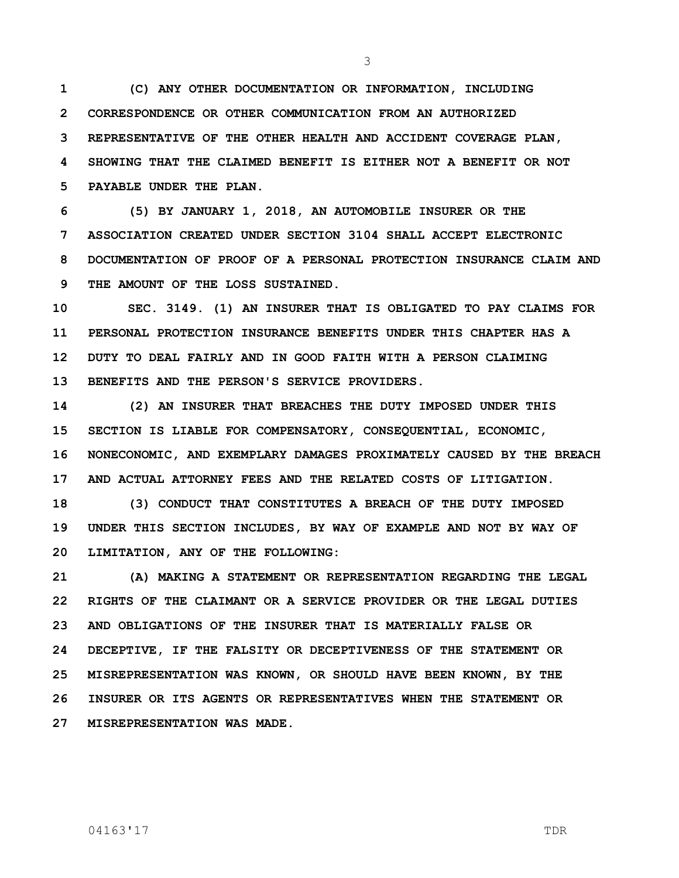**(C) ANY OTHER DOCUMENTATION OR INFORMATION, INCLUDING CORRESPONDENCE OR OTHER COMMUNICATION FROM AN AUTHORIZED REPRESENTATIVE OF THE OTHER HEALTH AND ACCIDENT COVERAGE PLAN, SHOWING THAT THE CLAIMED BENEFIT IS EITHER NOT A BENEFIT OR NOT PAYABLE UNDER THE PLAN.**

**(5) BY JANUARY 1, 2018, AN AUTOMOBILE INSURER OR THE ASSOCIATION CREATED UNDER SECTION 3104 SHALL ACCEPT ELECTRONIC DOCUMENTATION OF PROOF OF A PERSONAL PROTECTION INSURANCE CLAIM AND THE AMOUNT OF THE LOSS SUSTAINED.**

**SEC. 3149. (1) AN INSURER THAT IS OBLIGATED TO PAY CLAIMS FOR PERSONAL PROTECTION INSURANCE BENEFITS UNDER THIS CHAPTER HAS A DUTY TO DEAL FAIRLY AND IN GOOD FAITH WITH A PERSON CLAIMING BENEFITS AND THE PERSON'S SERVICE PROVIDERS.**

**(2) AN INSURER THAT BREACHES THE DUTY IMPOSED UNDER THIS SECTION IS LIABLE FOR COMPENSATORY, CONSEQUENTIAL, ECONOMIC, NONECONOMIC, AND EXEMPLARY DAMAGES PROXIMATELY CAUSED BY THE BREACH AND ACTUAL ATTORNEY FEES AND THE RELATED COSTS OF LITIGATION.**

**(3) CONDUCT THAT CONSTITUTES A BREACH OF THE DUTY IMPOSED UNDER THIS SECTION INCLUDES, BY WAY OF EXAMPLE AND NOT BY WAY OF LIMITATION, ANY OF THE FOLLOWING:**

**(A) MAKING A STATEMENT OR REPRESENTATION REGARDING THE LEGAL RIGHTS OF THE CLAIMANT OR A SERVICE PROVIDER OR THE LEGAL DUTIES AND OBLIGATIONS OF THE INSURER THAT IS MATERIALLY FALSE OR DECEPTIVE, IF THE FALSITY OR DECEPTIVENESS OF THE STATEMENT OR MISREPRESENTATION WAS KNOWN, OR SHOULD HAVE BEEN KNOWN, BY THE INSURER OR ITS AGENTS OR REPRESENTATIVES WHEN THE STATEMENT OR MISREPRESENTATION WAS MADE.**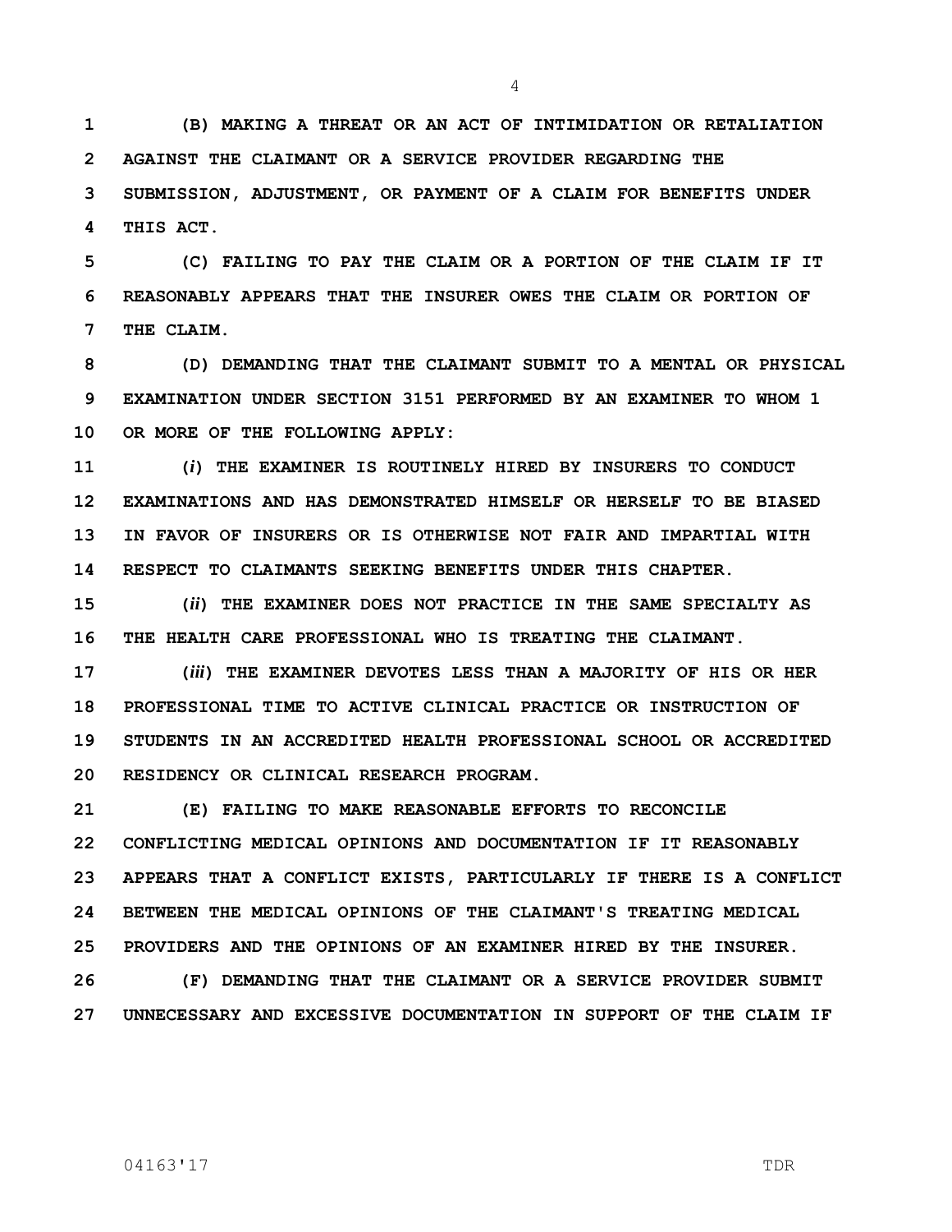**(B) MAKING A THREAT OR AN ACT OF INTIMIDATION OR RETALIATION AGAINST THE CLAIMANT OR A SERVICE PROVIDER REGARDING THE SUBMISSION, ADJUSTMENT, OR PAYMENT OF A CLAIM FOR BENEFITS UNDER THIS ACT.**

**(C) FAILING TO PAY THE CLAIM OR A PORTION OF THE CLAIM IF IT REASONABLY APPEARS THAT THE INSURER OWES THE CLAIM OR PORTION OF THE CLAIM.**

**(D) DEMANDING THAT THE CLAIMANT SUBMIT TO A MENTAL OR PHYSICAL EXAMINATION UNDER SECTION 3151 PERFORMED BY AN EXAMINER TO WHOM 1 OR MORE OF THE FOLLOWING APPLY:**

**(*i*) THE EXAMINER IS ROUTINELY HIRED BY INSURERS TO CONDUCT EXAMINATIONS AND HAS DEMONSTRATED HIMSELF OR HERSELF TO BE BIASED IN FAVOR OF INSURERS OR IS OTHERWISE NOT FAIR AND IMPARTIAL WITH RESPECT TO CLAIMANTS SEEKING BENEFITS UNDER THIS CHAPTER.**

**(*ii*) THE EXAMINER DOES NOT PRACTICE IN THE SAME SPECIALTY AS THE HEALTH CARE PROFESSIONAL WHO IS TREATING THE CLAIMANT.**

**(*iii*) THE EXAMINER DEVOTES LESS THAN A MAJORITY OF HIS OR HER PROFESSIONAL TIME TO ACTIVE CLINICAL PRACTICE OR INSTRUCTION OF STUDENTS IN AN ACCREDITED HEALTH PROFESSIONAL SCHOOL OR ACCREDITED RESIDENCY OR CLINICAL RESEARCH PROGRAM.**

**(E) FAILING TO MAKE REASONABLE EFFORTS TO RECONCILE CONFLICTING MEDICAL OPINIONS AND DOCUMENTATION IF IT REASONABLY APPEARS THAT A CONFLICT EXISTS, PARTICULARLY IF THERE IS A CONFLICT BETWEEN THE MEDICAL OPINIONS OF THE CLAIMANT'S TREATING MEDICAL PROVIDERS AND THE OPINIONS OF AN EXAMINER HIRED BY THE INSURER.**

**(F) DEMANDING THAT THE CLAIMANT OR A SERVICE PROVIDER SUBMIT UNNECESSARY AND EXCESSIVE DOCUMENTATION IN SUPPORT OF THE CLAIM IF**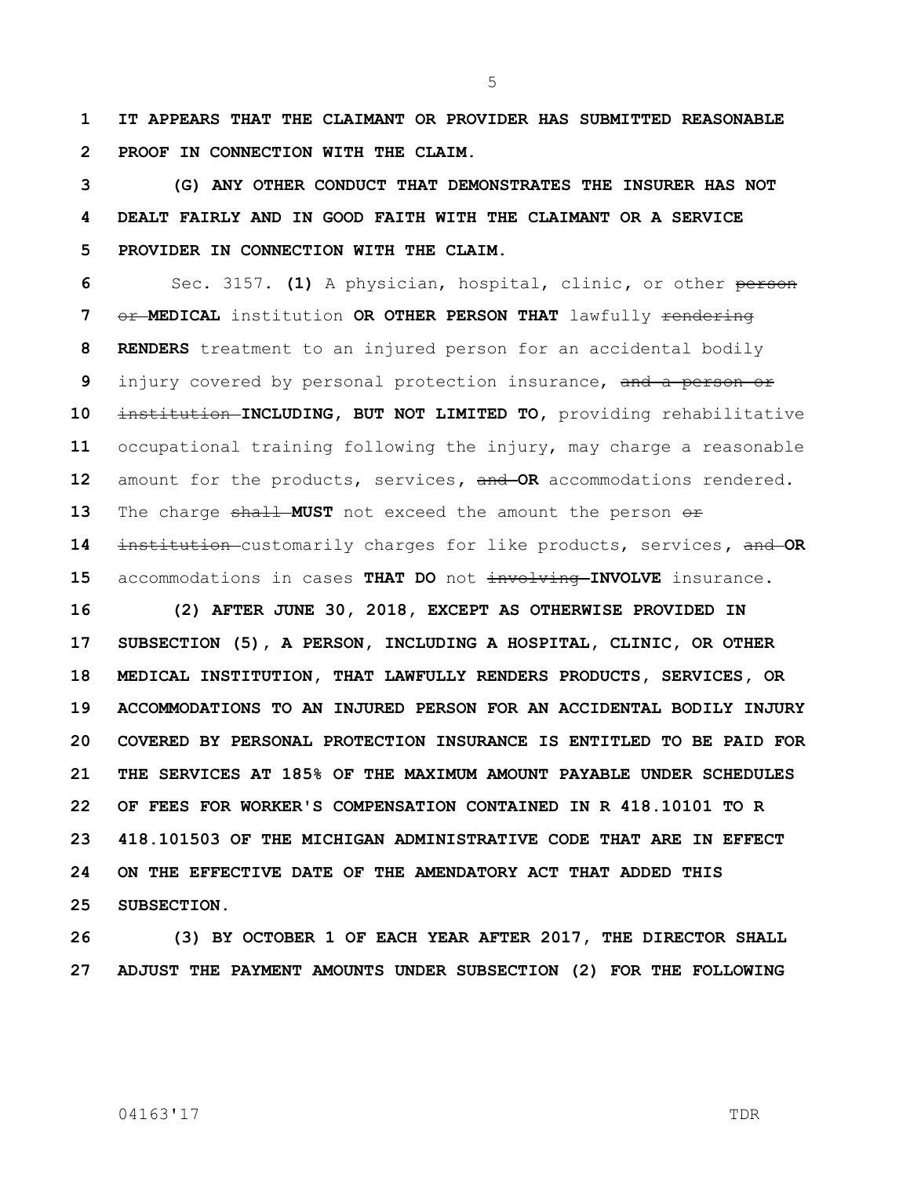**IT APPEARS THAT THE CLAIMANT OR PROVIDER HAS SUBMITTED REASONABLE PROOF IN CONNECTION WITH THE CLAIM.**

**(G) ANY OTHER CONDUCT THAT DEMONSTRATES THE INSURER HAS NOT DEALT FAIRLY AND IN GOOD FAITH WITH THE CLAIMANT OR A SERVICE PROVIDER IN CONNECTION WITH THE CLAIM.**

Sec. 3157. **(1)** A physician, hospital, clinic, or other ~~person or~~ **MEDICAL** institution **OR OTHER PERSON THAT** lawfully ~~rendering~~ **RENDERS** treatment to an injured person for an accidental bodily injury covered by personal protection insurance, ~~and a person or institution~~ **INCLUDING, BUT NOT LIMITED TO,** providing rehabilitative occupational training following the injury, may charge a reasonable amount for the products, services, ~~and~~ **OR** accommodations rendered. The charge ~~shall~~ **MUST** not exceed the amount the person ~~or institution~~ customarily charges for like products, services, ~~and~~ **OR** accommodations in cases **THAT DO** not ~~involving~~ **INVOLVE** insurance.

**(2) AFTER JUNE 30, 2018, EXCEPT AS OTHERWISE PROVIDED IN SUBSECTION (5), A PERSON, INCLUDING A HOSPITAL, CLINIC, OR OTHER MEDICAL INSTITUTION, THAT LAWFULLY RENDERS PRODUCTS, SERVICES, OR ACCOMMODATIONS TO AN INJURED PERSON FOR AN ACCIDENTAL BODILY INJURY COVERED BY PERSONAL PROTECTION INSURANCE IS ENTITLED TO BE PAID FOR THE SERVICES AT 185% OF THE MAXIMUM AMOUNT PAYABLE UNDER SCHEDULES OF FEES FOR WORKER'S COMPENSATION CONTAINED IN R 418.10101 TO R 418.101503 OF THE MICHIGAN ADMINISTRATIVE CODE THAT ARE IN EFFECT ON THE EFFECTIVE DATE OF THE AMENDATORY ACT THAT ADDED THIS SUBSECTION.**

**(3) BY OCTOBER 1 OF EACH YEAR AFTER 2017, THE DIRECTOR SHALL ADJUST THE PAYMENT AMOUNTS UNDER SUBSECTION (2) FOR THE FOLLOWING**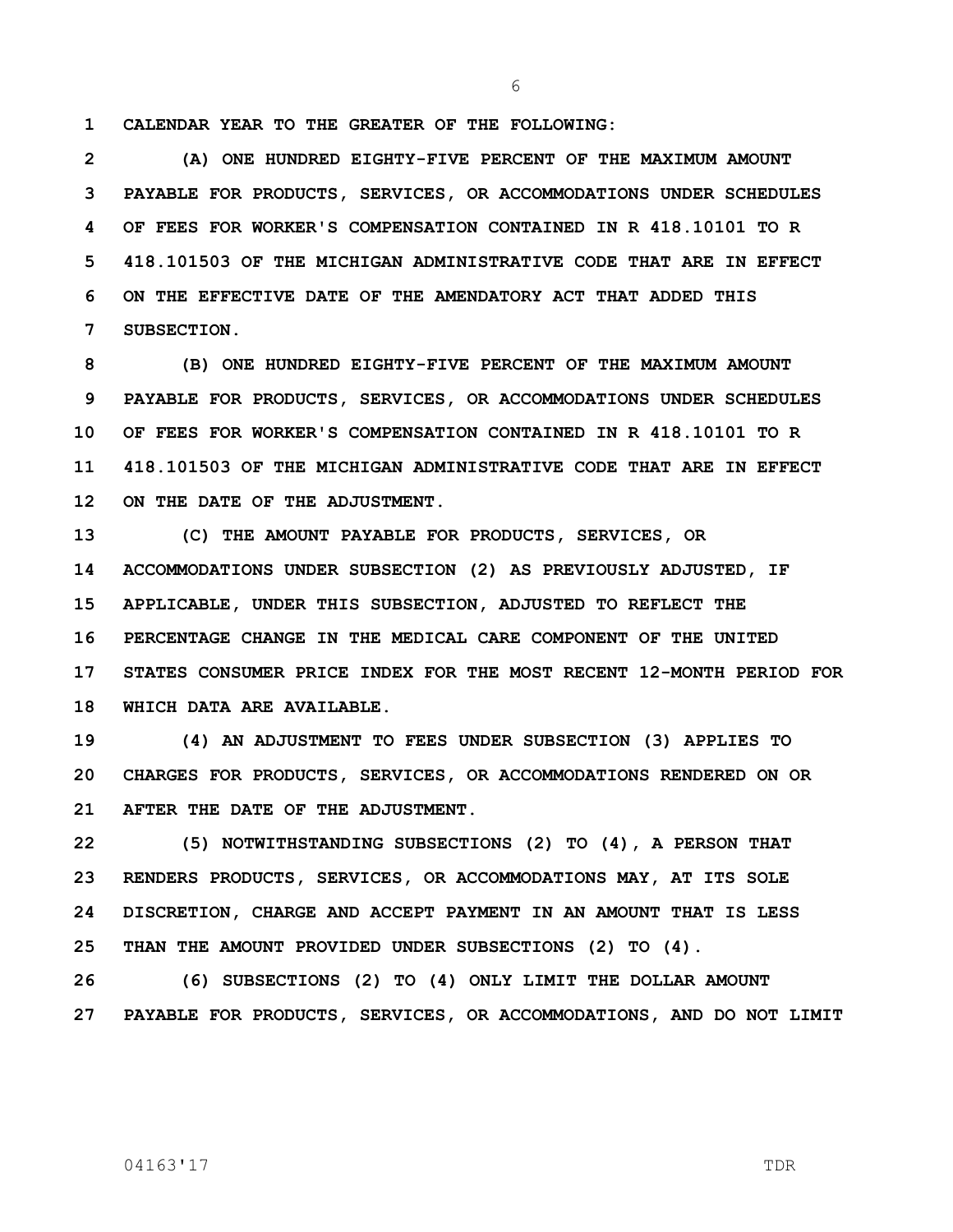**CALENDAR YEAR TO THE GREATER OF THE FOLLOWING:**

**(A) ONE HUNDRED EIGHTY-FIVE PERCENT OF THE MAXIMUM AMOUNT PAYABLE FOR PRODUCTS, SERVICES, OR ACCOMMODATIONS UNDER SCHEDULES OF FEES FOR WORKER'S COMPENSATION CONTAINED IN R 418.10101 TO R 418.101503 OF THE MICHIGAN ADMINISTRATIVE CODE THAT ARE IN EFFECT ON THE EFFECTIVE DATE OF THE AMENDATORY ACT THAT ADDED THIS SUBSECTION.**

**(B) ONE HUNDRED EIGHTY-FIVE PERCENT OF THE MAXIMUM AMOUNT PAYABLE FOR PRODUCTS, SERVICES, OR ACCOMMODATIONS UNDER SCHEDULES OF FEES FOR WORKER'S COMPENSATION CONTAINED IN R 418.10101 TO R 418.101503 OF THE MICHIGAN ADMINISTRATIVE CODE THAT ARE IN EFFECT ON THE DATE OF THE ADJUSTMENT.**

**(C) THE AMOUNT PAYABLE FOR PRODUCTS, SERVICES, OR ACCOMMODATIONS UNDER SUBSECTION (2) AS PREVIOUSLY ADJUSTED, IF APPLICABLE, UNDER THIS SUBSECTION, ADJUSTED TO REFLECT THE PERCENTAGE CHANGE IN THE MEDICAL CARE COMPONENT OF THE UNITED STATES CONSUMER PRICE INDEX FOR THE MOST RECENT 12-MONTH PERIOD FOR WHICH DATA ARE AVAILABLE.**

**(4) AN ADJUSTMENT TO FEES UNDER SUBSECTION (3) APPLIES TO CHARGES FOR PRODUCTS, SERVICES, OR ACCOMMODATIONS RENDERED ON OR AFTER THE DATE OF THE ADJUSTMENT.**

**(5) NOTWITHSTANDING SUBSECTIONS (2) TO (4), A PERSON THAT RENDERS PRODUCTS, SERVICES, OR ACCOMMODATIONS MAY, AT ITS SOLE DISCRETION, CHARGE AND ACCEPT PAYMENT IN AN AMOUNT THAT IS LESS THAN THE AMOUNT PROVIDED UNDER SUBSECTIONS (2) TO (4).**

**(6) SUBSECTIONS (2) TO (4) ONLY LIMIT THE DOLLAR AMOUNT PAYABLE FOR PRODUCTS, SERVICES, OR ACCOMMODATIONS, AND DO NOT LIMIT**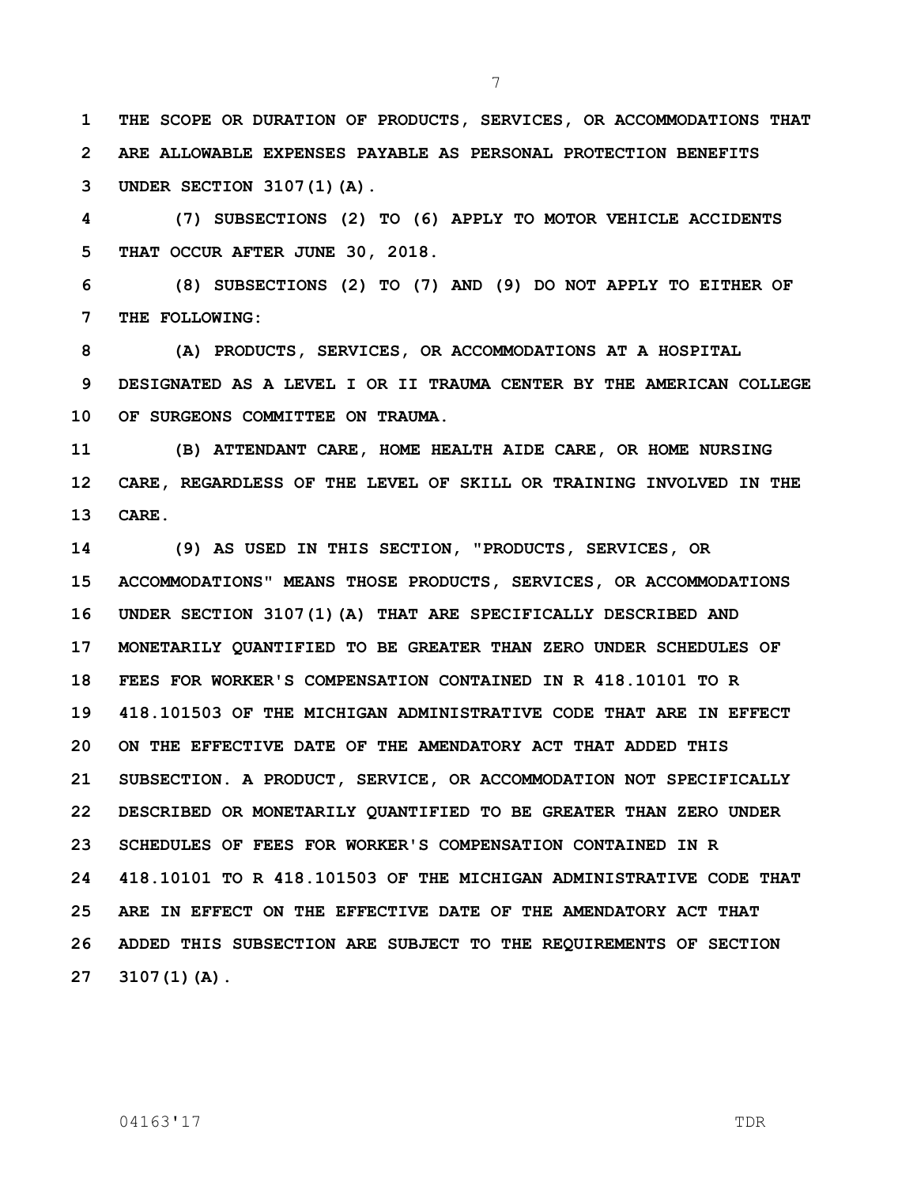THE SCOPE OR DURATION OF PRODUCTS, SERVICES, OR ACCOMMODATIONS THAT ARE ALLOWABLE EXPENSES PAYABLE AS PERSONAL PROTECTION BENEFITS UNDER SECTION 3107(1)(A).

(7) SUBSECTIONS (2) TO (6) APPLY TO MOTOR VEHICLE ACCIDENTS THAT OCCUR AFTER JUNE 30, 2018.

(8) SUBSECTIONS (2) TO (7) AND (9) DO NOT APPLY TO EITHER OF THE FOLLOWING:

(A) PRODUCTS, SERVICES, OR ACCOMMODATIONS AT A HOSPITAL DESIGNATED AS A LEVEL I OR II TRAUMA CENTER BY THE AMERICAN COLLEGE OF SURGEONS COMMITTEE ON TRAUMA.

(B) ATTENDANT CARE, HOME HEALTH AIDE CARE, OR HOME NURSING CARE, REGARDLESS OF THE LEVEL OF SKILL OR TRAINING INVOLVED IN THE CARE.

(9) AS USED IN THIS SECTION, "PRODUCTS, SERVICES, OR ACCOMMODATIONS" MEANS THOSE PRODUCTS, SERVICES, OR ACCOMMODATIONS UNDER SECTION 3107(1)(A) THAT ARE SPECIFICALLY DESCRIBED AND MONETARILY QUANTIFIED TO BE GREATER THAN ZERO UNDER SCHEDULES OF FEES FOR WORKER'S COMPENSATION CONTAINED IN R 418.10101 TO R 418.101503 OF THE MICHIGAN ADMINISTRATIVE CODE THAT ARE IN EFFECT ON THE EFFECTIVE DATE OF THE AMENDATORY ACT THAT ADDED THIS SUBSECTION. A PRODUCT, SERVICE, OR ACCOMMODATION NOT SPECIFICALLY DESCRIBED OR MONETARILY QUANTIFIED TO BE GREATER THAN ZERO UNDER SCHEDULES OF FEES FOR WORKER'S COMPENSATION CONTAINED IN R 418.10101 TO R 418.101503 OF THE MICHIGAN ADMINISTRATIVE CODE THAT ARE IN EFFECT ON THE EFFECTIVE DATE OF THE AMENDATORY ACT THAT ADDED THIS SUBSECTION ARE SUBJECT TO THE REQUIREMENTS OF SECTION 3107(1)(A).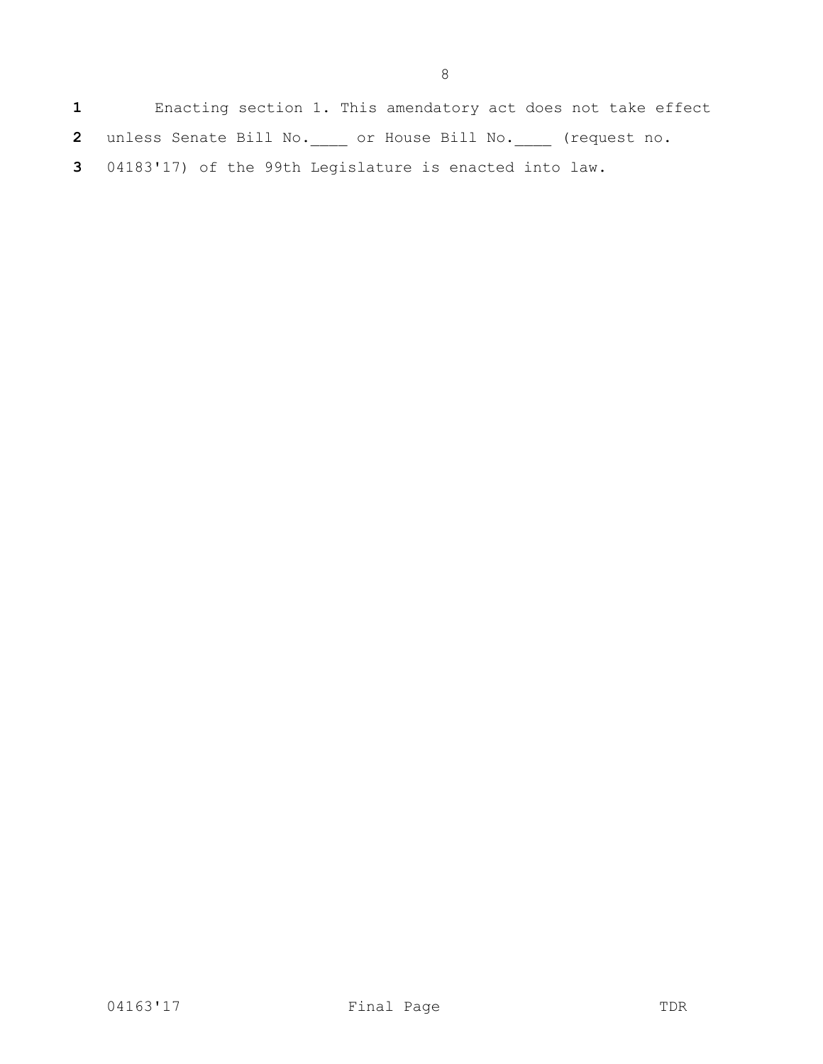Enacting section 1. This amendatory act does not take effect unless Senate Bill No.____ or House Bill No.____ (request no. 04183'17) of the 99th Legislature is enacted into law.